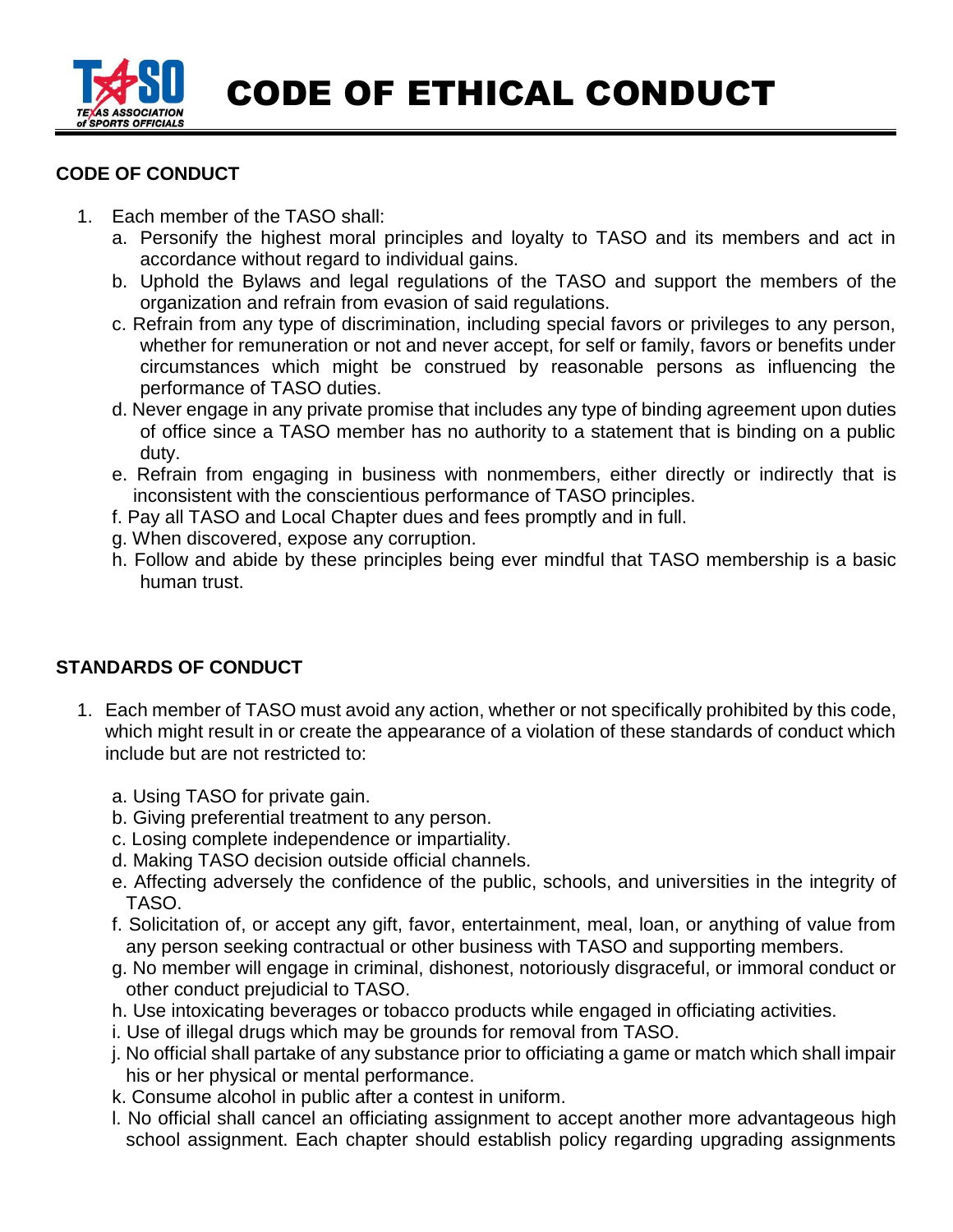# CODE OF ETHICAL CONDUCT

## CODE OF CONDUCT

1. Each member of the TASO shall:
   a. Personify the highest moral principles and loyalty to TASO and its members and act in accordance without regard to individual gains.
   b. Uphold the Bylaws and legal regulations of the TASO and support the members of the organization and refrain from evasion of said regulations.
   c. Refrain from any type of discrimination, including special favors or privileges to any person, whether for remuneration or not and never accept, for self or family, favors or benefits under circumstances which might be construed by reasonable persons as influencing the performance of TASO duties.
   d. Never engage in any private promise that includes any type of binding agreement upon duties of office since a TASO member has no authority to a statement that is binding on a public duty.
   e. Refrain from engaging in business with nonmembers, either directly or indirectly that is inconsistent with the conscientious performance of TASO principles.
   f. Pay all TASO and Local Chapter dues and fees promptly and in full.
   g. When discovered, expose any corruption.
   h. Follow and abide by these principles being ever mindful that TASO membership is a basic human trust.

## STANDARDS OF CONDUCT

1. Each member of TASO must avoid any action, whether or not specifically prohibited by this code, which might result in or create the appearance of a violation of these standards of conduct which include but are not restricted to:

   a. Using TASO for private gain.
   b. Giving preferential treatment to any person.
   c. Losing complete independence or impartiality.
   d. Making TASO decision outside official channels.
   e. Affecting adversely the confidence of the public, schools, and universities in the integrity of TASO.
   f. Solicitation of, or accept any gift, favor, entertainment, meal, loan, or anything of value from any person seeking contractual or other business with TASO and supporting members.
   g. No member will engage in criminal, dishonest, notoriously disgraceful, or immoral conduct or other conduct prejudicial to TASO.
   h. Use intoxicating beverages or tobacco products while engaged in officiating activities.
   i. Use of illegal drugs which may be grounds for removal from TASO.
   j. No official shall partake of any substance prior to officiating a game or match which shall impair his or her physical or mental performance.
   k. Consume alcohol in public after a contest in uniform.
   l. No official shall cancel an officiating assignment to accept another more advantageous high school assignment. Each chapter should establish policy regarding upgrading assignments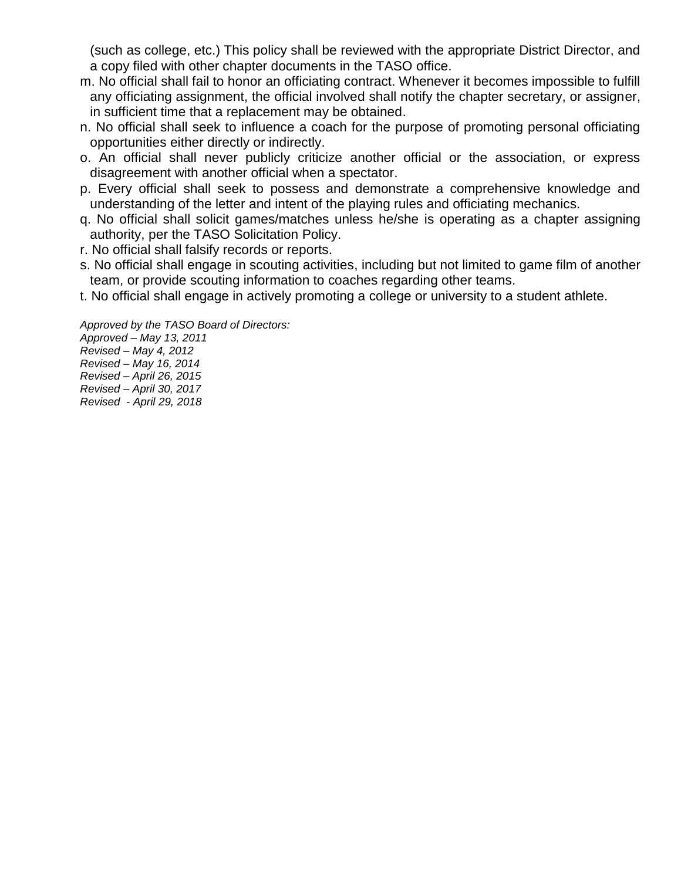(such as college, etc.) This policy shall be reviewed with the appropriate District Director, and a copy filed with other chapter documents in the TASO office.

m. No official shall fail to honor an officiating contract. Whenever it becomes impossible to fulfill any officiating assignment, the official involved shall notify the chapter secretary, or assigner, in sufficient time that a replacement may be obtained.

n. No official shall seek to influence a coach for the purpose of promoting personal officiating opportunities either directly or indirectly.

o. An official shall never publicly criticize another official or the association, or express disagreement with another official when a spectator.

p. Every official shall seek to possess and demonstrate a comprehensive knowledge and understanding of the letter and intent of the playing rules and officiating mechanics.

q. No official shall solicit games/matches unless he/she is operating as a chapter assigning authority, per the TASO Solicitation Policy.

r. No official shall falsify records or reports.

s. No official shall engage in scouting activities, including but not limited to game film of another team, or provide scouting information to coaches regarding other teams.

t. No official shall engage in actively promoting a college or university to a student athlete.

*Approved by the TASO Board of Directors:*
*Approved – May 13, 2011*
*Revised – May 4, 2012*
*Revised – May 16, 2014*
*Revised – April 26, 2015*
*Revised – April 30, 2017*
*Revised - April 29, 2018*